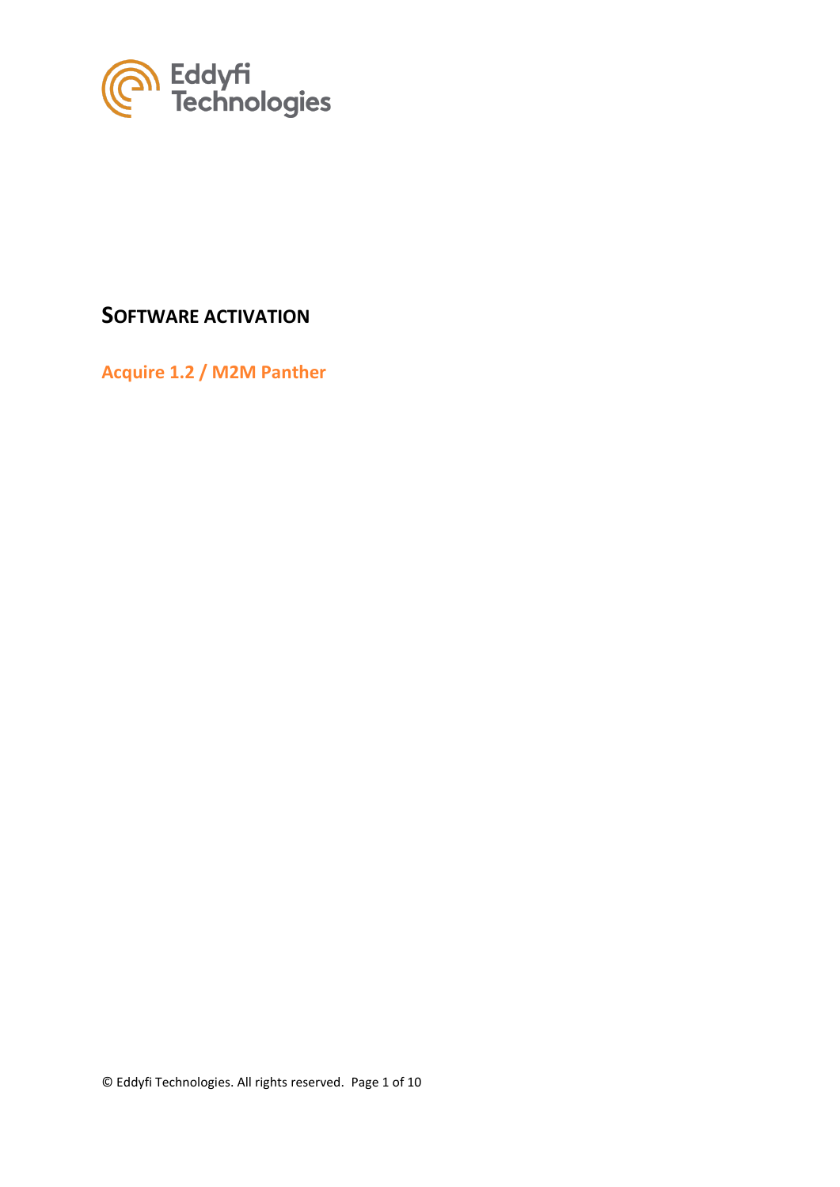Eddyfi Technologies

# SOFTWARE ACTIVATION

## Acquire 1.2 / M2M Panther

© Eddyfi Technologies. All rights reserved.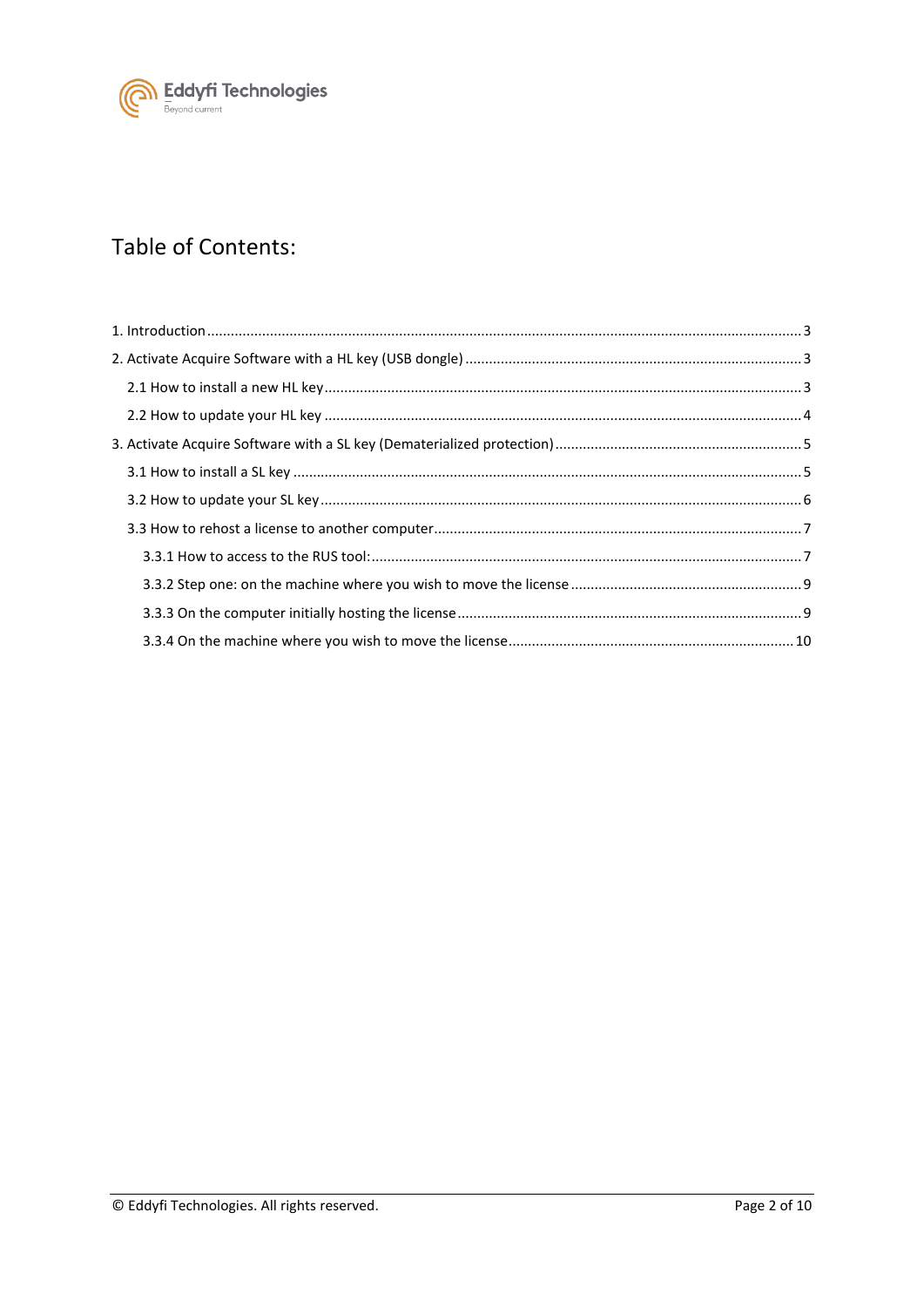# Table of Contents:

1. Introduction ........................................................................................................................................ 3

2. Activate Acquire Software with a HL key (USB dongle) ..................................................................... 3

    2.1 How to install a new HL key ......................................................................................................... 3

    2.2 How to update your HL key .......................................................................................................... 4

3. Activate Acquire Software with a SL key (Dematerialized protection) ............................................... 5

    3.1 How to install a SL key .................................................................................................................. 5

    3.2 How to update your SL key ........................................................................................................... 6

    3.3 How to rehost a license to another computer .............................................................................. 7

        3.3.1 How to access to the RUS tool: ............................................................................................. 7

        3.3.2 Step one: on the machine where you wish to move the license ........................................... 9

        3.3.3 On the computer initially hosting the license ....................................................................... 9

        3.3.4 On the machine where you wish to move the license ......................................................... 10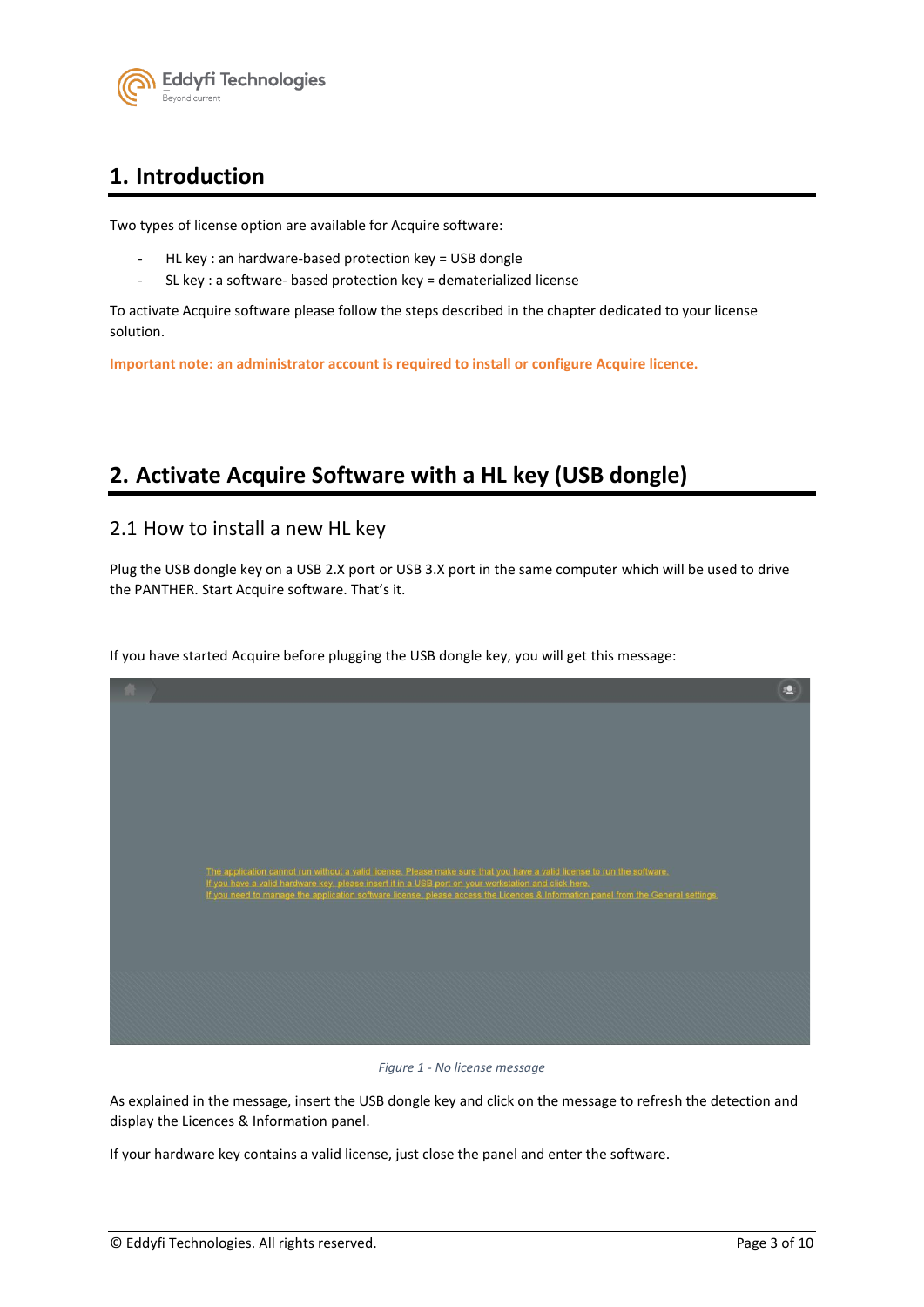# 1. Introduction

Two types of license option are available for Acquire software:

- HL key : an hardware-based protection key = USB dongle
- SL key : a software- based protection key = dematerialized license

To activate Acquire software please follow the steps described in the chapter dedicated to your license solution.

**Important note: an administrator account is required to install or configure Acquire licence.**

# 2. Activate Acquire Software with a HL key (USB dongle)

## 2.1 How to install a new HL key

Plug the USB dongle key on a USB 2.X port or USB 3.X port in the same computer which will be used to drive the PANTHER. Start Acquire software. That's it.

If you have started Acquire before plugging the USB dongle key, you will get this message:

*Figure 1 - No license message*

As explained in the message, insert the USB dongle key and click on the message to refresh the detection and display the Licences & Information panel.

If your hardware key contains a valid license, just close the panel and enter the software.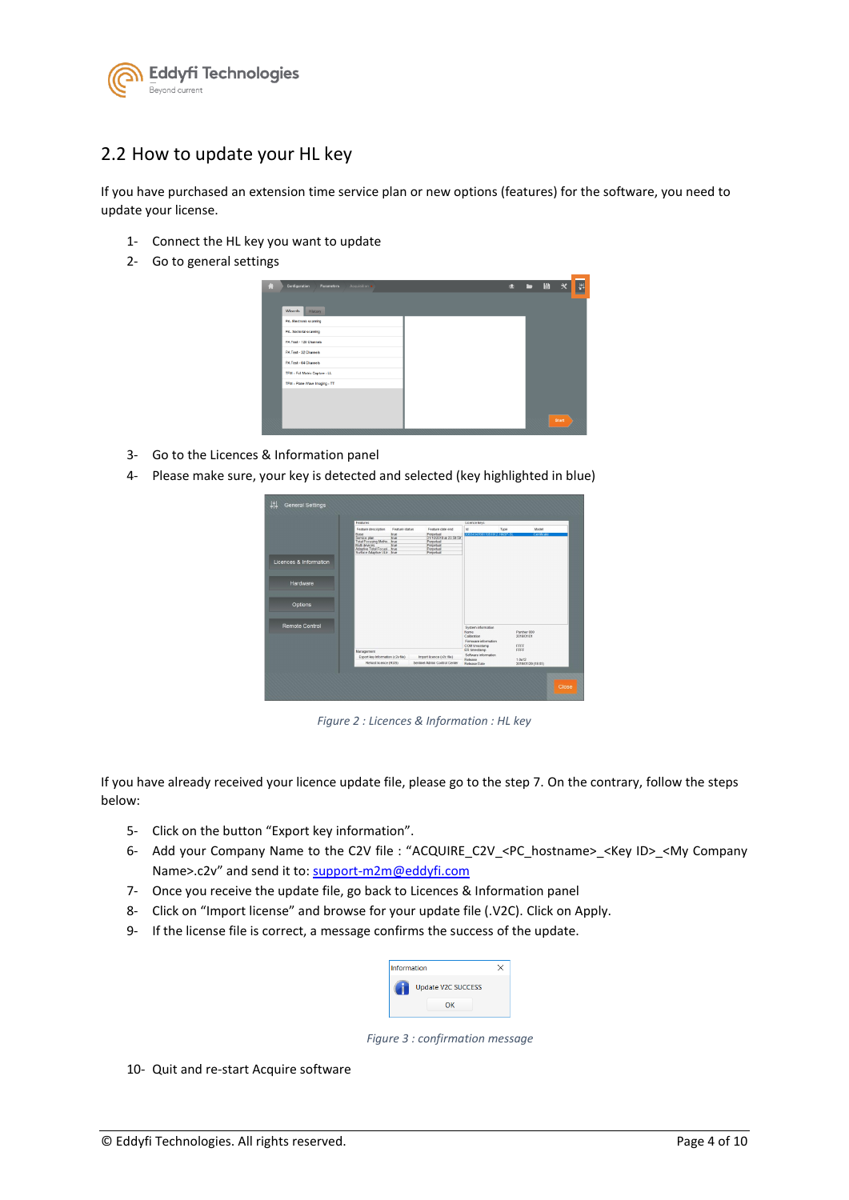## 2.2 How to update your HL key

If you have purchased an extension time service plan or new options (features) for the software, you need to update your license.

1- Connect the HL key you want to update
2- Go to general settings

3- Go to the Licences & Information panel
4- Please make sure, your key is detected and selected (key highlighted in blue)

*Figure 2 : Licences & Information : HL key*

If you have already received your licence update file, please go to the step 7. On the contrary, follow the steps below:

5- Click on the button "Export key information".
6- Add your Company Name to the C2V file : "ACQUIRE_C2V_<PC_hostname>_<Key ID>_<My Company Name>.c2v" and send it to: support-m2m@eddyfi.com
7- Once you receive the update file, go back to Licences & Information panel
8- Click on "Import license" and browse for your update file (.V2C). Click on Apply.
9- If the license file is correct, a message confirms the success of the update.

*Figure 3 : confirmation message*

10- Quit and re-start Acquire software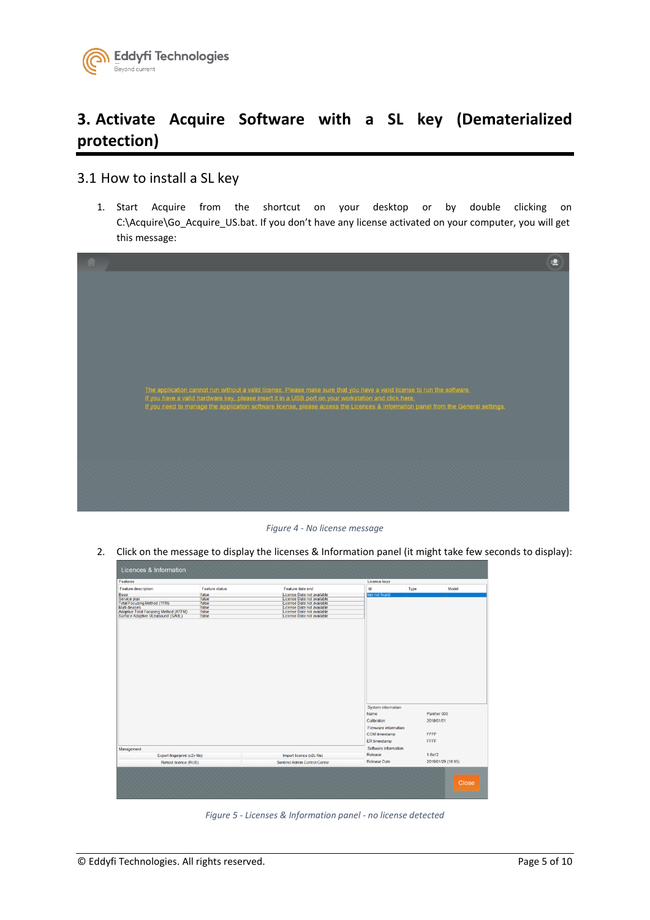# 3. Activate Acquire Software with a SL key (Dematerialized protection)

## 3.1 How to install a SL key

1. Start Acquire from the shortcut on your desktop or by double clicking on C:\Acquire\Go_Acquire_US.bat. If you don't have any license activated on your computer, you will get this message:

*Figure 4 - No license message*

2. Click on the message to display the licenses & Information panel (it might take few seconds to display):

*Figure 5 - Licenses & Information panel - no license detected*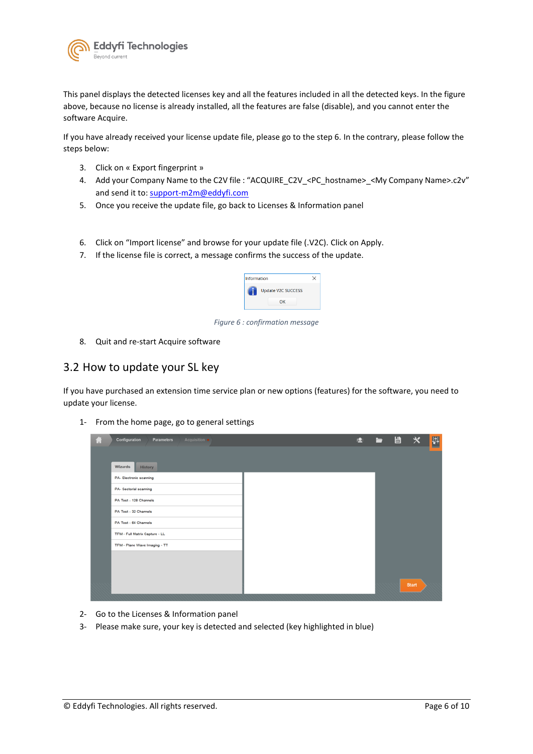This panel displays the detected licenses key and all the features included in all the detected keys. In the figure above, because no license is already installed, all the features are false (disable), and you cannot enter the software Acquire.

If you have already received your license update file, please go to the step 6. In the contrary, please follow the steps below:

3. Click on « Export fingerprint »
4. Add your Company Name to the C2V file : "ACQUIRE_C2V_<PC_hostname>_<My Company Name>.c2v" and send it to: support-m2m@eddyfi.com
5. Once you receive the update file, go back to Licenses & Information panel

6. Click on "Import license" and browse for your update file (.V2C). Click on Apply.
7. If the license file is correct, a message confirms the success of the update.

*Figure 6 : confirmation message*

8. Quit and re-start Acquire software

## 3.2 How to update your SL key

If you have purchased an extension time service plan or new options (features) for the software, you need to update your license.

1- From the home page, go to general settings

2- Go to the Licenses & Information panel

3- Please make sure, your key is detected and selected (key highlighted in blue)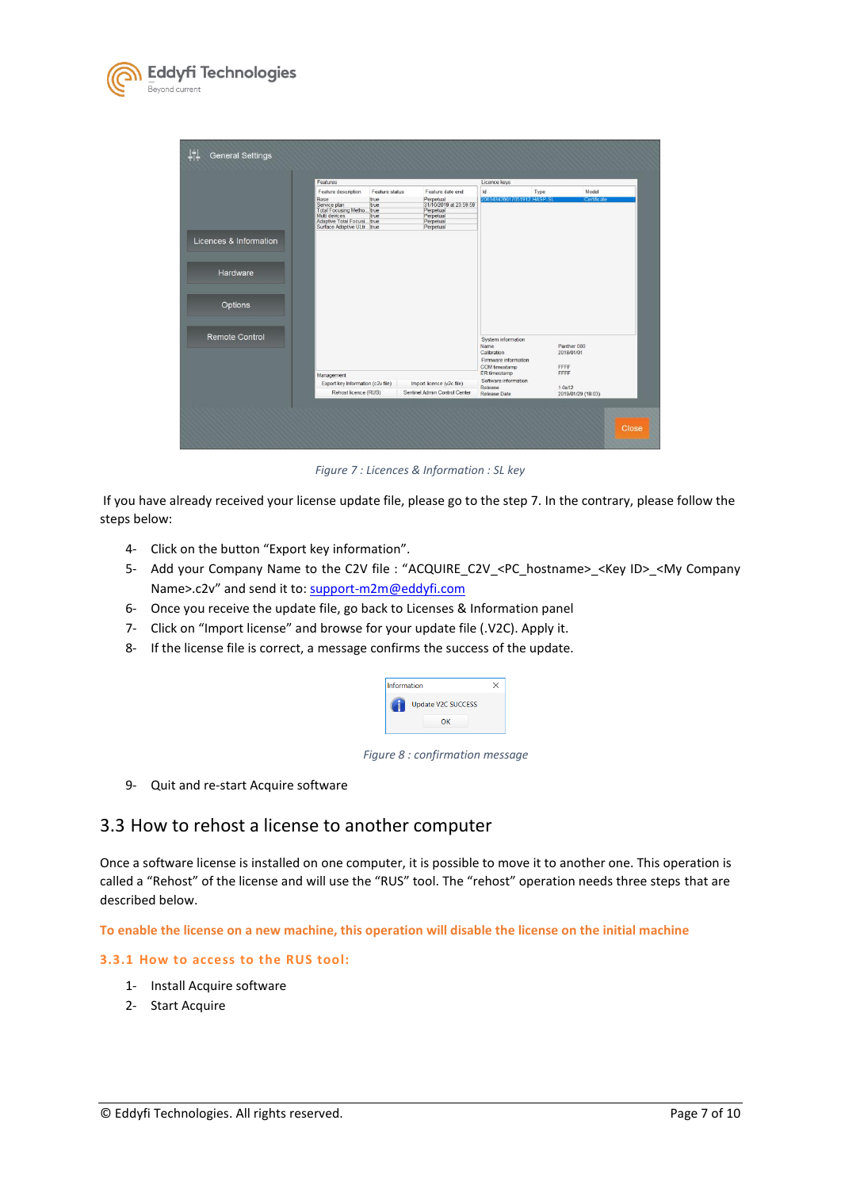*Figure 7 : Licences & Information : SL key*

If you have already received your license update file, please go to the step 7. In the contrary, please follow the steps below:

4- Click on the button "Export key information".
5- Add your Company Name to the C2V file : "ACQUIRE_C2V_<PC_hostname>_<Key ID>_<My Company Name>.c2v" and send it to: support-m2m@eddyfi.com
6- Once you receive the update file, go back to Licenses & Information panel
7- Click on "Import license" and browse for your update file (.V2C). Apply it.
8- If the license file is correct, a message confirms the success of the update.

*Figure 8 : confirmation message*

9- Quit and re-start Acquire software

## 3.3 How to rehost a license to another computer

Once a software license is installed on one computer, it is possible to move it to another one. This operation is called a "Rehost" of the license and will use the "RUS" tool. The "rehost" operation needs three steps that are described below.

**To enable the license on a new machine, this operation will disable the license on the initial machine**

### 3.3.1 How to access to the RUS tool:

1- Install Acquire software
2- Start Acquire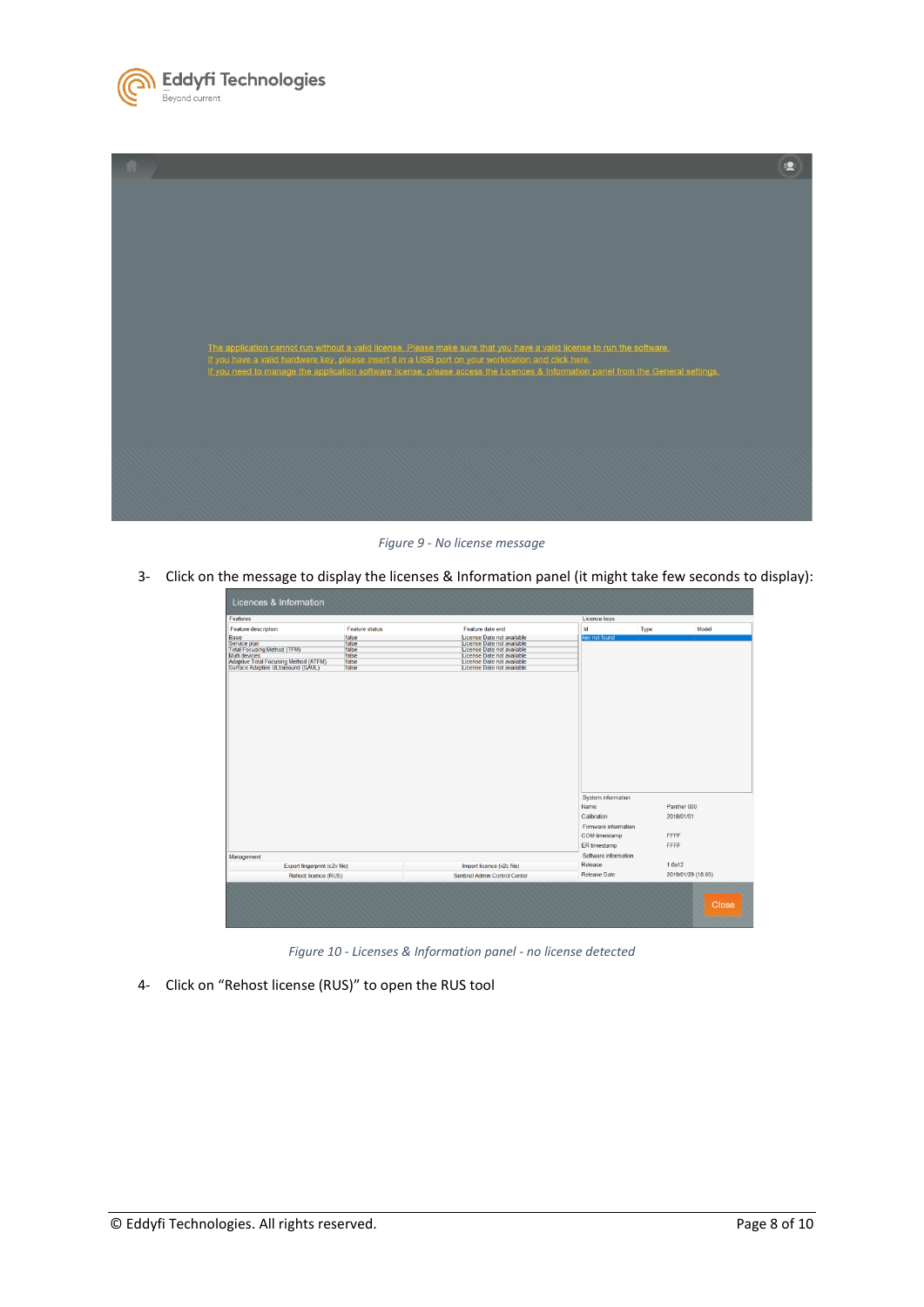*Figure 9 - No license message*

3- Click on the message to display the licenses & Information panel (it might take few seconds to display):

*Figure 10 - Licenses & Information panel - no license detected*

4- Click on "Rehost license (RUS)" to open the RUS tool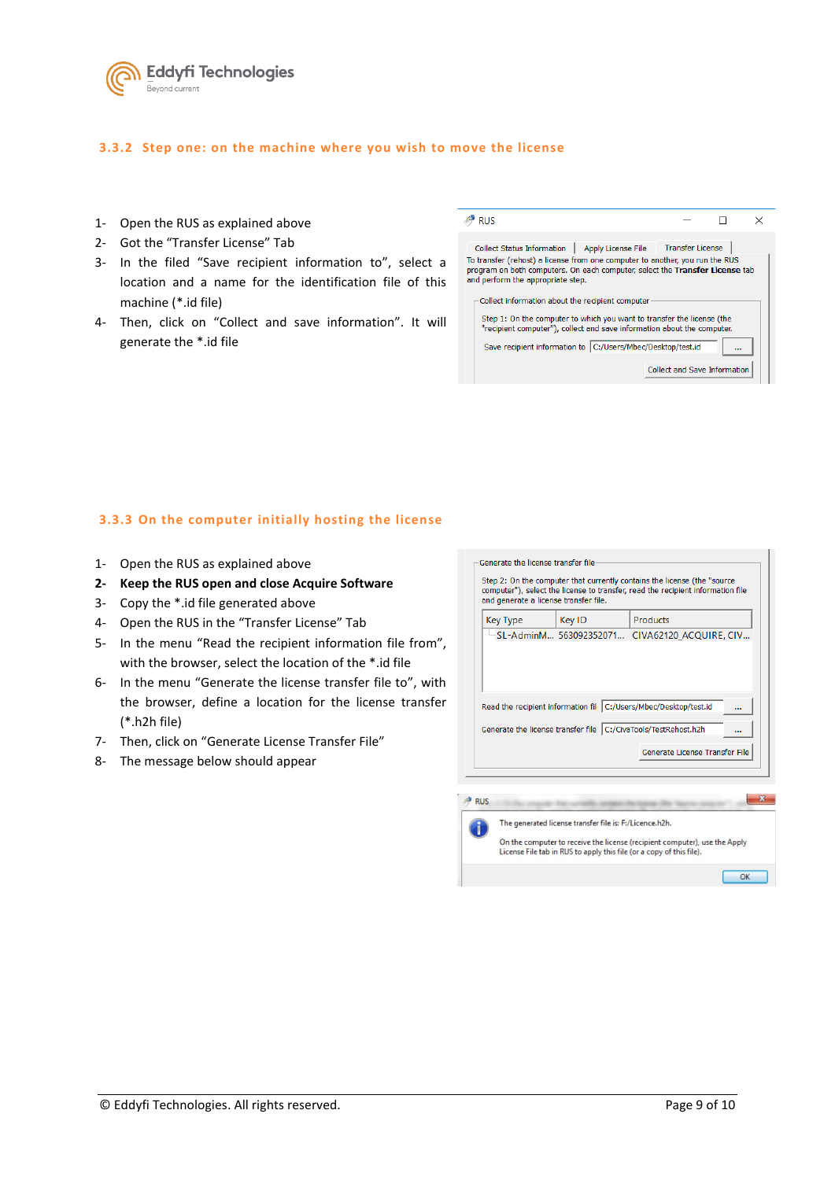### 3.3.2 Step one: on the machine where you wish to move the license

1- Open the RUS as explained above
2- Got the "Transfer License" Tab
3- In the filed "Save recipient information to", select a location and a name for the identification file of this machine (*.id file)
4- Then, click on "Collect and save information". It will generate the *.id file

### 3.3.3 On the computer initially hosting the license

1- Open the RUS as explained above
**2- Keep the RUS open and close Acquire Software**
3- Copy the *.id file generated above
4- Open the RUS in the "Transfer License" Tab
5- In the menu "Read the recipient information file from", with the browser, select the location of the *.id file
6- In the menu "Generate the license transfer file to", with the browser, define a location for the license transfer (*.h2h file)
7- Then, click on "Generate License Transfer File"
8- The message below should appear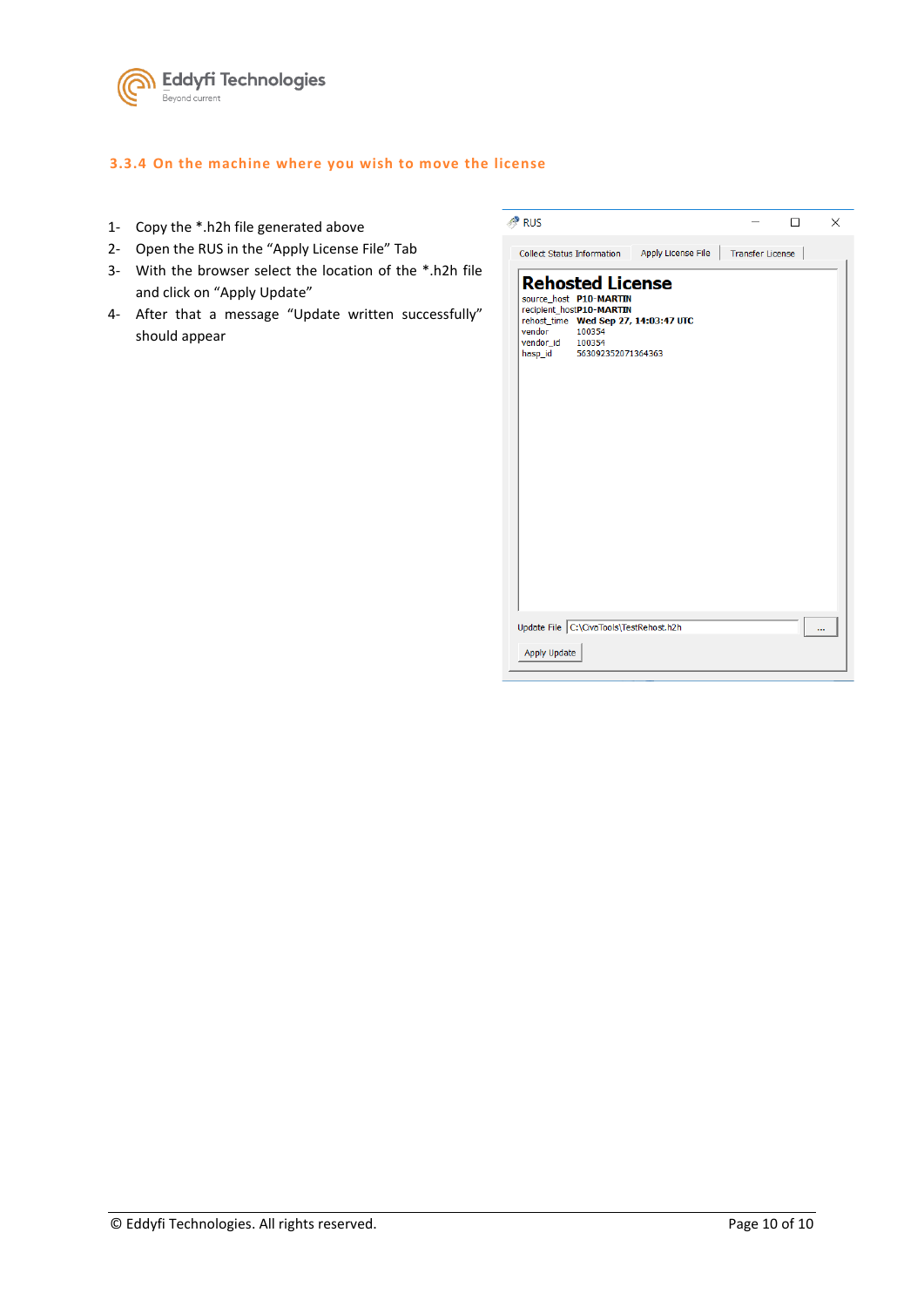### 3.3.4 On the machine where you wish to move the license

1- Copy the *.h2h file generated above
2- Open the RUS in the "Apply License File" Tab
3- With the browser select the location of the *.h2h file and click on "Apply Update"
4- After that a message "Update written successfully" should appear